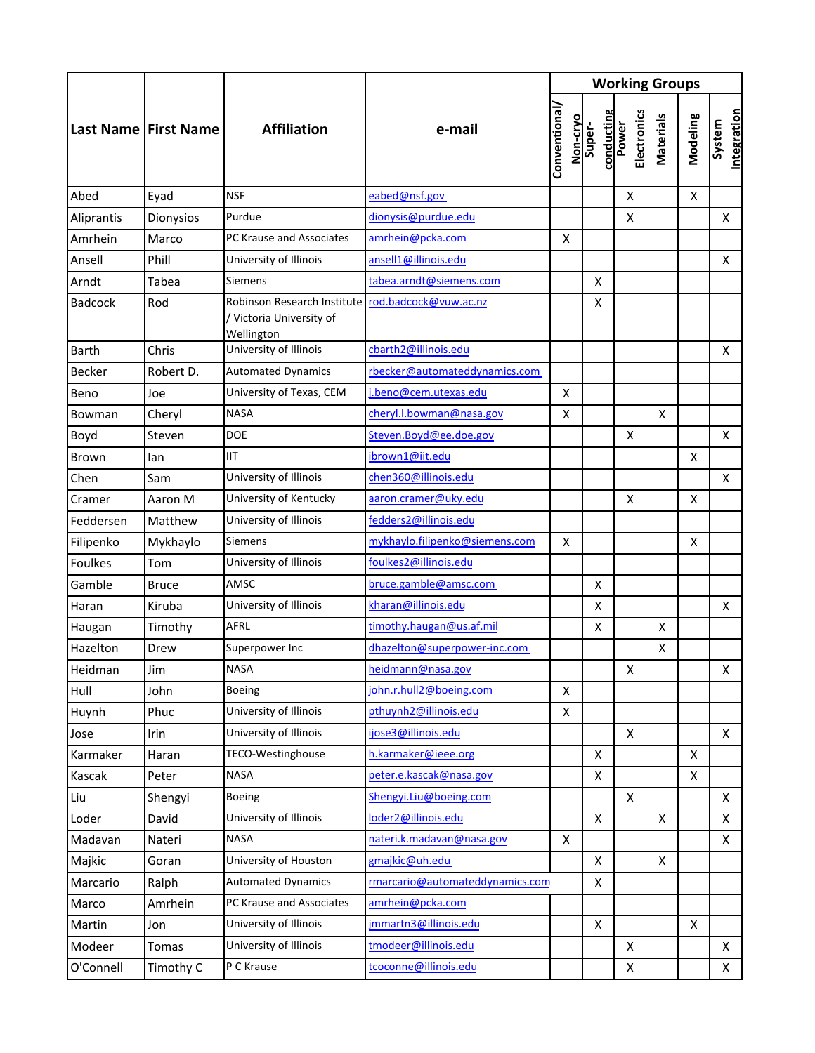| Last Name | First Name | Affiliation | e-mail | Working Groups | | | | | |
|---|---|---|---|---|---|---|---|---|---|
| | | | | Conventional/ Non-cryo | Super-conducting | Power Electronics | Materials | Modeling | System Integration |
| Abed | Eyad | NSF | eabed@nsf.gov | | | X | | X | |
| Aliprantis | Dionysios | Purdue | dionysis@purdue.edu | | | X | | | X |
| Amrhein | Marco | PC Krause and Associates | amrhein@pcka.com | X | | | | | |
| Ansell | Phill | University of Illinois | ansell1@illinois.edu | | | | | | X |
| Arndt | Tabea | Siemens | tabea.arndt@siemens.com | | X | | | | |
| Badcock | Rod | Robinson Research Institute / Victoria University of Wellington | rod.badcock@vuw.ac.nz | | X | | | | |
| Barth | Chris | University of Illinois | cbarth2@illinois.edu | | | | | | X |
| Becker | Robert D. | Automated Dynamics | rbecker@automateddynamics.com | | | | | | |
| Beno | Joe | University of Texas, CEM | j.beno@cem.utexas.edu | X | | | | | |
| Bowman | Cheryl | NASA | cheryl.l.bowman@nasa.gov | X | | | X | | |
| Boyd | Steven | DOE | Steven.Boyd@ee.doe.gov | | | X | | | X |
| Brown | Ian | IIT | ibrown1@iit.edu | | | | | X | |
| Chen | Sam | University of Illinois | chen360@illinois.edu | | | | | | X |
| Cramer | Aaron M | University of Kentucky | aaron.cramer@uky.edu | | | X | | X | |
| Feddersen | Matthew | University of Illinois | fedders2@illinois.edu | | | | | | |
| Filipenko | Mykhaylo | Siemens | mykhaylo.filipenko@siemens.com | X | | | | X | |
| Foulkes | Tom | University of Illinois | foulkes2@illinois.edu | | | | | | |
| Gamble | Bruce | AMSC | bruce.gamble@amsc.com | | X | | | | |
| Haran | Kiruba | University of Illinois | kharan@illinois.edu | | X | | | | X |
| Haugan | Timothy | AFRL | timothy.haugan@us.af.mil | | X | | X | | |
| Hazelton | Drew | Superpower Inc | dhazelton@superpower-inc.com | | | | X | | |
| Heidman | Jim | NASA | heidmann@nasa.gov | | | X | | | X |
| Hull | John | Boeing | john.r.hull2@boeing.com | X | | | | | |
| Huynh | Phuc | University of Illinois | pthuynh2@illinois.edu | X | | | | | |
| Jose | Irin | University of Illinois | ijose3@illinois.edu | | | X | | | X |
| Karmaker | Haran | TECO-Westinghouse | h.karmaker@ieee.org | | X | | | X | |
| Kascak | Peter | NASA | peter.e.kascak@nasa.gov | | X | | | X | |
| Liu | Shengyi | Boeing | Shengyi.Liu@boeing.com | | | X | | | X |
| Loder | David | University of Illinois | loder2@illinois.edu | | X | | X | | X |
| Madavan | Nateri | NASA | nateri.k.madavan@nasa.gov | X | | | | | X |
| Majkic | Goran | University of Houston | gmajkic@uh.edu | | X | | X | | |
| Marcario | Ralph | Automated Dynamics | rmarcario@automateddynamics.com | | X | | | | |
| Marco | Amrhein | PC Krause and Associates | amrhein@pcka.com | | | | | | |
| Martin | Jon | University of Illinois | jmmartn3@illinois.edu | | X | | | X | |
| Modeer | Tomas | University of Illinois | tmodeer@illinois.edu | | | X | | | X |
| O'Connell | Timothy C | P C Krause | tcoconne@illinois.edu | | | X | | | X |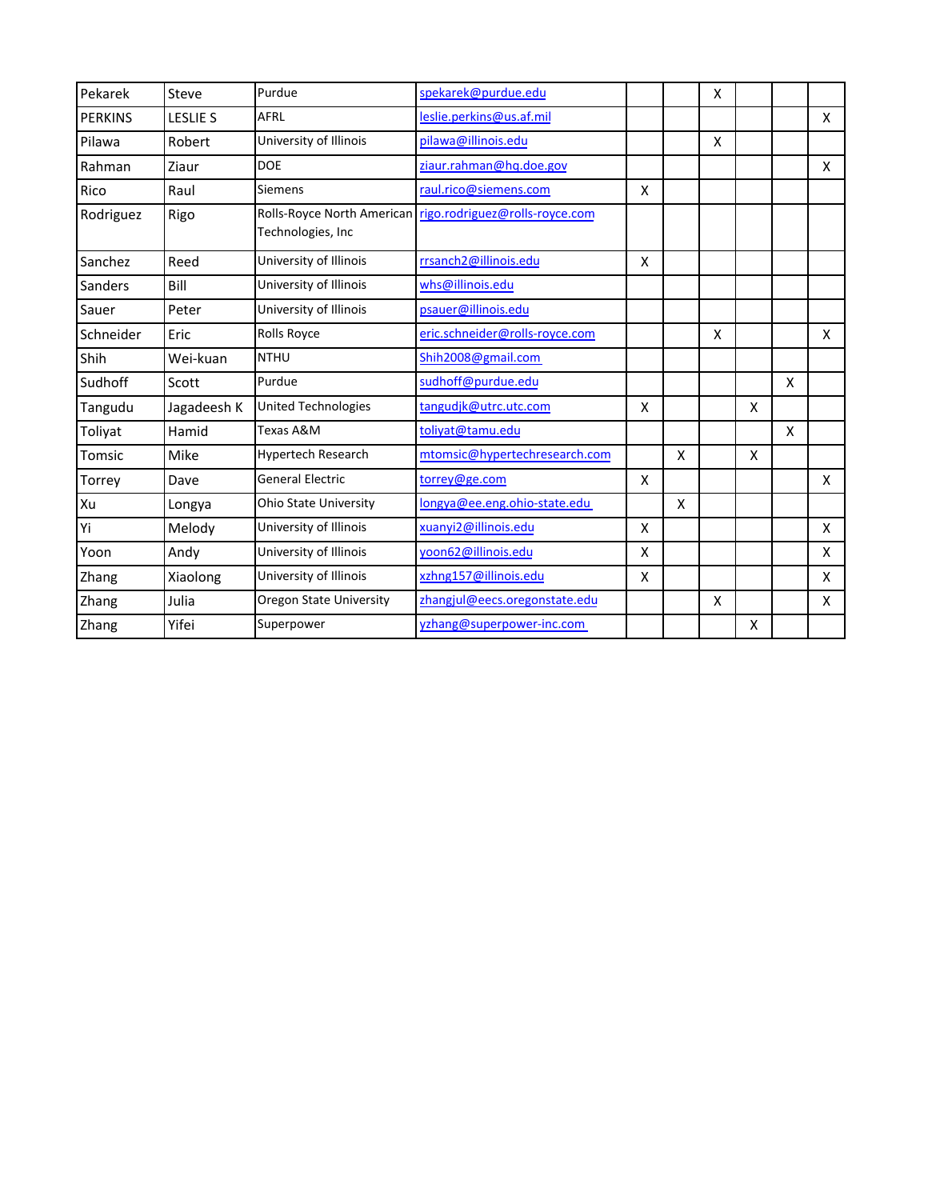| | | | | | | | | | |
|---|---|---|---|---|---|---|---|---|---|
| Pekarek | Steve | Purdue | spekarek@purdue.edu | | | X | | | |
| PERKINS | LESLIE S | AFRL | leslie.perkins@us.af.mil | | | | | | X |
| Pilawa | Robert | University of Illinois | pilawa@illinois.edu | | | X | | | |
| Rahman | Ziaur | DOE | ziaur.rahman@hq.doe.gov | | | | | | X |
| Rico | Raul | Siemens | raul.rico@siemens.com | X | | | | | |
| Rodriguez | Rigo | Rolls-Royce North American Technologies, Inc | rigo.rodriguez@rolls-royce.com | | | | | | |
| Sanchez | Reed | University of Illinois | rrsanch2@illinois.edu | X | | | | | |
| Sanders | Bill | University of Illinois | whs@illinois.edu | | | | | | |
| Sauer | Peter | University of Illinois | psauer@illinois.edu | | | | | | |
| Schneider | Eric | Rolls Royce | eric.schneider@rolls-royce.com | | | X | | | X |
| Shih | Wei-kuan | NTHU | Shih2008@gmail.com | | | | | | |
| Sudhoff | Scott | Purdue | sudhoff@purdue.edu | | | | | X | |
| Tangudu | Jagadeesh K | United Technologies | tangudjk@utrc.utc.com | X | | | X | | |
| Toliyat | Hamid | Texas A&M | toliyat@tamu.edu | | | | | X | |
| Tomsic | Mike | Hypertech Research | mtomsic@hypertechresearch.com | | X | | X | | |
| Torrey | Dave | General Electric | torrey@ge.com | X | | | | | X |
| Xu | Longya | Ohio State University | longya@ee.eng.ohio-state.edu | | X | | | | |
| Yi | Melody | University of Illinois | xuanyi2@illinois.edu | X | | | | | X |
| Yoon | Andy | University of Illinois | yoon62@illinois.edu | X | | | | | X |
| Zhang | Xiaolong | University of Illinois | xzhng157@illinois.edu | X | | | | | X |
| Zhang | Julia | Oregon State University | zhangjul@eecs.oregonstate.edu | | | X | | | X |
| Zhang | Yifei | Superpower | yzhang@superpower-inc.com | | | | X | | |